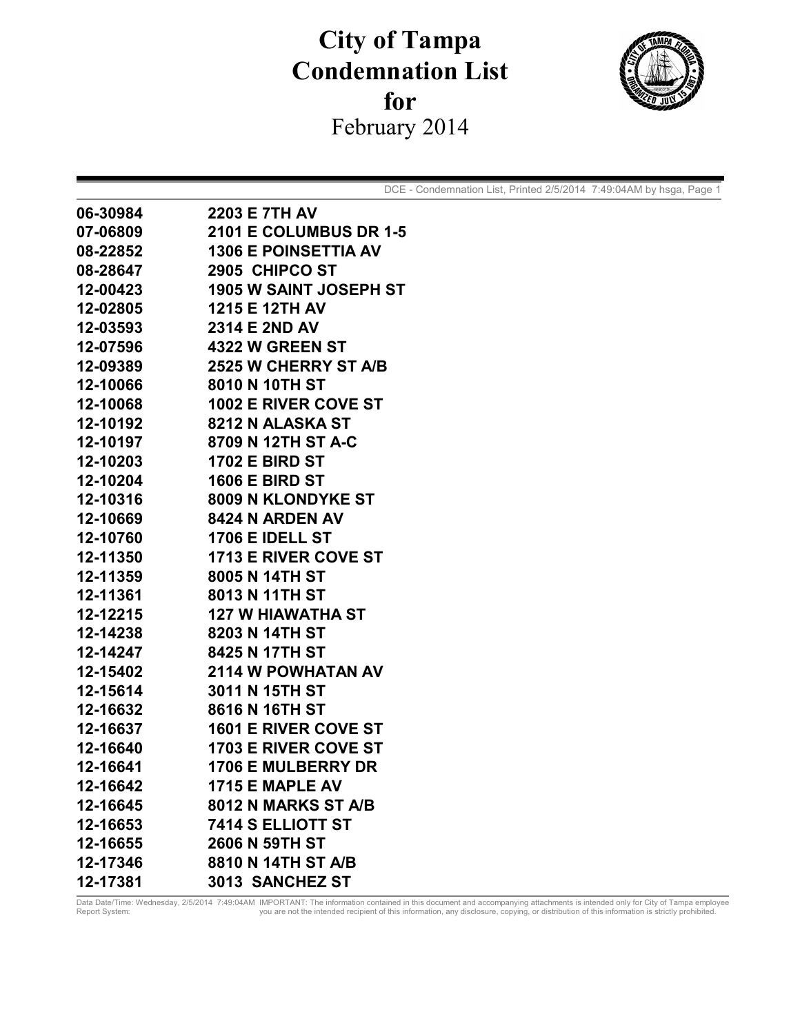# City of Tampa Condemnation List for February 2014

DCE - Condemnation List, Printed 2/5/2014 7:49:04AM by hsga, Page 1

| | |
|---|---|
| 06-30984 | 2203 E 7TH AV |
| 07-06809 | 2101 E COLUMBUS DR 1-5 |
| 08-22852 | 1306 E POINSETTIA AV |
| 08-28647 | 2905 CHIPCO ST |
| 12-00423 | 1905 W SAINT JOSEPH ST |
| 12-02805 | 1215 E 12TH AV |
| 12-03593 | 2314 E 2ND AV |
| 12-07596 | 4322 W GREEN ST |
| 12-09389 | 2525 W CHERRY ST A/B |
| 12-10066 | 8010 N 10TH ST |
| 12-10068 | 1002 E RIVER COVE ST |
| 12-10192 | 8212 N ALASKA ST |
| 12-10197 | 8709 N 12TH ST A-C |
| 12-10203 | 1702 E BIRD ST |
| 12-10204 | 1606 E BIRD ST |
| 12-10316 | 8009 N KLONDYKE ST |
| 12-10669 | 8424 N ARDEN AV |
| 12-10760 | 1706 E IDELL ST |
| 12-11350 | 1713 E RIVER COVE ST |
| 12-11359 | 8005 N 14TH ST |
| 12-11361 | 8013 N 11TH ST |
| 12-12215 | 127 W HIAWATHA ST |
| 12-14238 | 8203 N 14TH ST |
| 12-14247 | 8425 N 17TH ST |
| 12-15402 | 2114 W POWHATAN AV |
| 12-15614 | 3011 N 15TH ST |
| 12-16632 | 8616 N 16TH ST |
| 12-16637 | 1601 E RIVER COVE ST |
| 12-16640 | 1703 E RIVER COVE ST |
| 12-16641 | 1706 E MULBERRY DR |
| 12-16642 | 1715 E MAPLE AV |
| 12-16645 | 8012 N MARKS ST A/B |
| 12-16653 | 7414 S ELLIOTT ST |
| 12-16655 | 2606 N 59TH ST |
| 12-17346 | 8810 N 14TH ST A/B |
| 12-17381 | 3013 SANCHEZ ST |

Data Date/Time: Wednesday, 2/5/2014 7:49:04AM IMPORTANT: The information contained in this document and accompanying attachments is intended only for City of Tampa employee
Report System: you are not the intended recipient of this information, any disclosure, copying, or distribution of this information is strictly prohibited.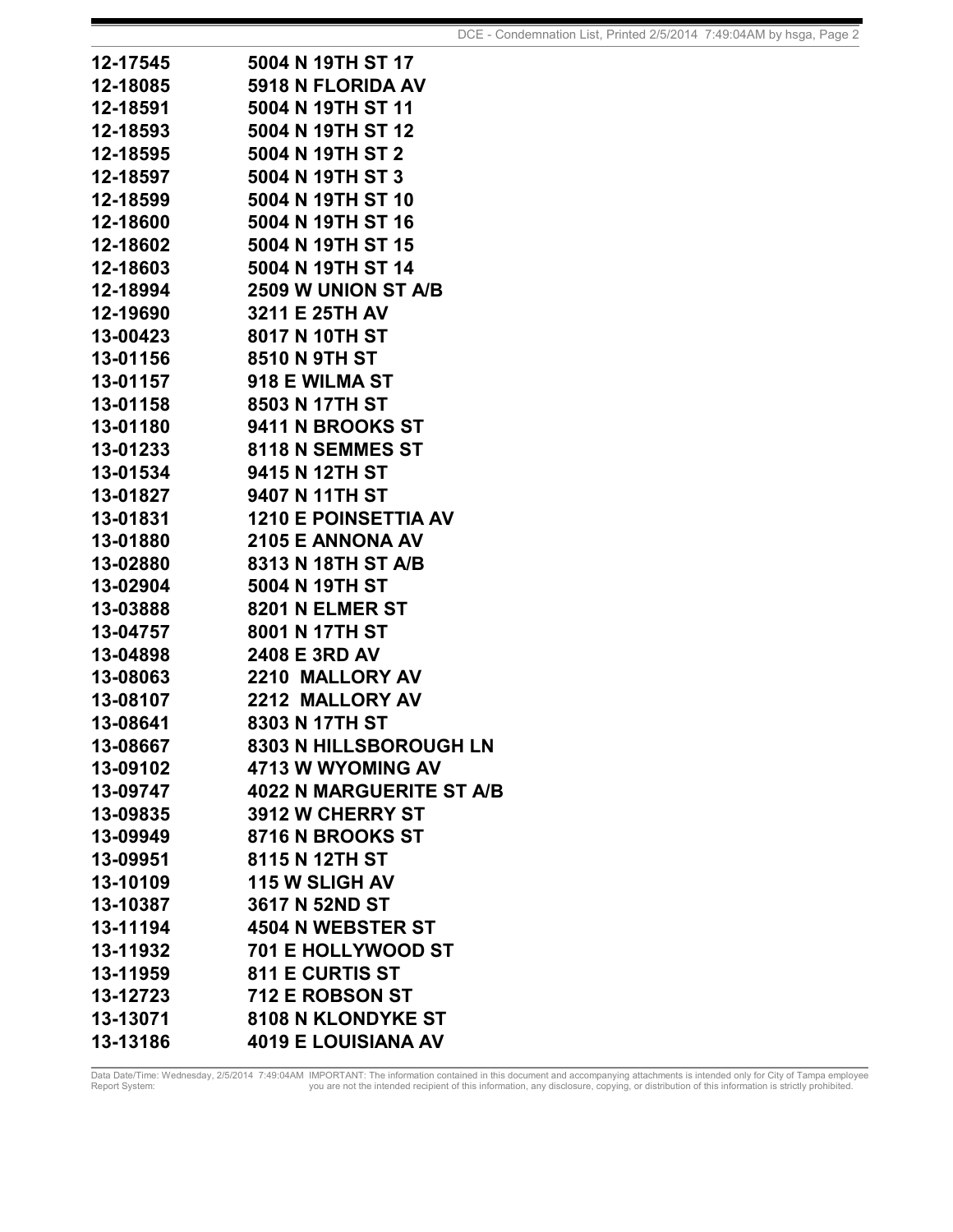| | |
|---|---|
| 12-17545 | 5004 N 19TH ST 17 |
| 12-18085 | 5918 N FLORIDA AV |
| 12-18591 | 5004 N 19TH ST 11 |
| 12-18593 | 5004 N 19TH ST 12 |
| 12-18595 | 5004 N 19TH ST 2 |
| 12-18597 | 5004 N 19TH ST 3 |
| 12-18599 | 5004 N 19TH ST 10 |
| 12-18600 | 5004 N 19TH ST 16 |
| 12-18602 | 5004 N 19TH ST 15 |
| 12-18603 | 5004 N 19TH ST 14 |
| 12-18994 | 2509 W UNION ST A/B |
| 12-19690 | 3211 E 25TH AV |
| 13-00423 | 8017 N 10TH ST |
| 13-01156 | 8510 N 9TH ST |
| 13-01157 | 918 E WILMA ST |
| 13-01158 | 8503 N 17TH ST |
| 13-01180 | 9411 N BROOKS ST |
| 13-01233 | 8118 N SEMMES ST |
| 13-01534 | 9415 N 12TH ST |
| 13-01827 | 9407 N 11TH ST |
| 13-01831 | 1210 E POINSETTIA AV |
| 13-01880 | 2105 E ANNONA AV |
| 13-02880 | 8313 N 18TH ST A/B |
| 13-02904 | 5004 N 19TH ST |
| 13-03888 | 8201 N ELMER ST |
| 13-04757 | 8001 N 17TH ST |
| 13-04898 | 2408 E 3RD AV |
| 13-08063 | 2210 MALLORY AV |
| 13-08107 | 2212 MALLORY AV |
| 13-08641 | 8303 N 17TH ST |
| 13-08667 | 8303 N HILLSBOROUGH LN |
| 13-09102 | 4713 W WYOMING AV |
| 13-09747 | 4022 N MARGUERITE ST A/B |
| 13-09835 | 3912 W CHERRY ST |
| 13-09949 | 8716 N BROOKS ST |
| 13-09951 | 8115 N 12TH ST |
| 13-10109 | 115 W SLIGH AV |
| 13-10387 | 3617 N 52ND ST |
| 13-11194 | 4504 N WEBSTER ST |
| 13-11932 | 701 E HOLLYWOOD ST |
| 13-11959 | 811 E CURTIS ST |
| 13-12723 | 712 E ROBSON ST |
| 13-13071 | 8108 N KLONDYKE ST |
| 13-13186 | 4019 E LOUISIANA AV |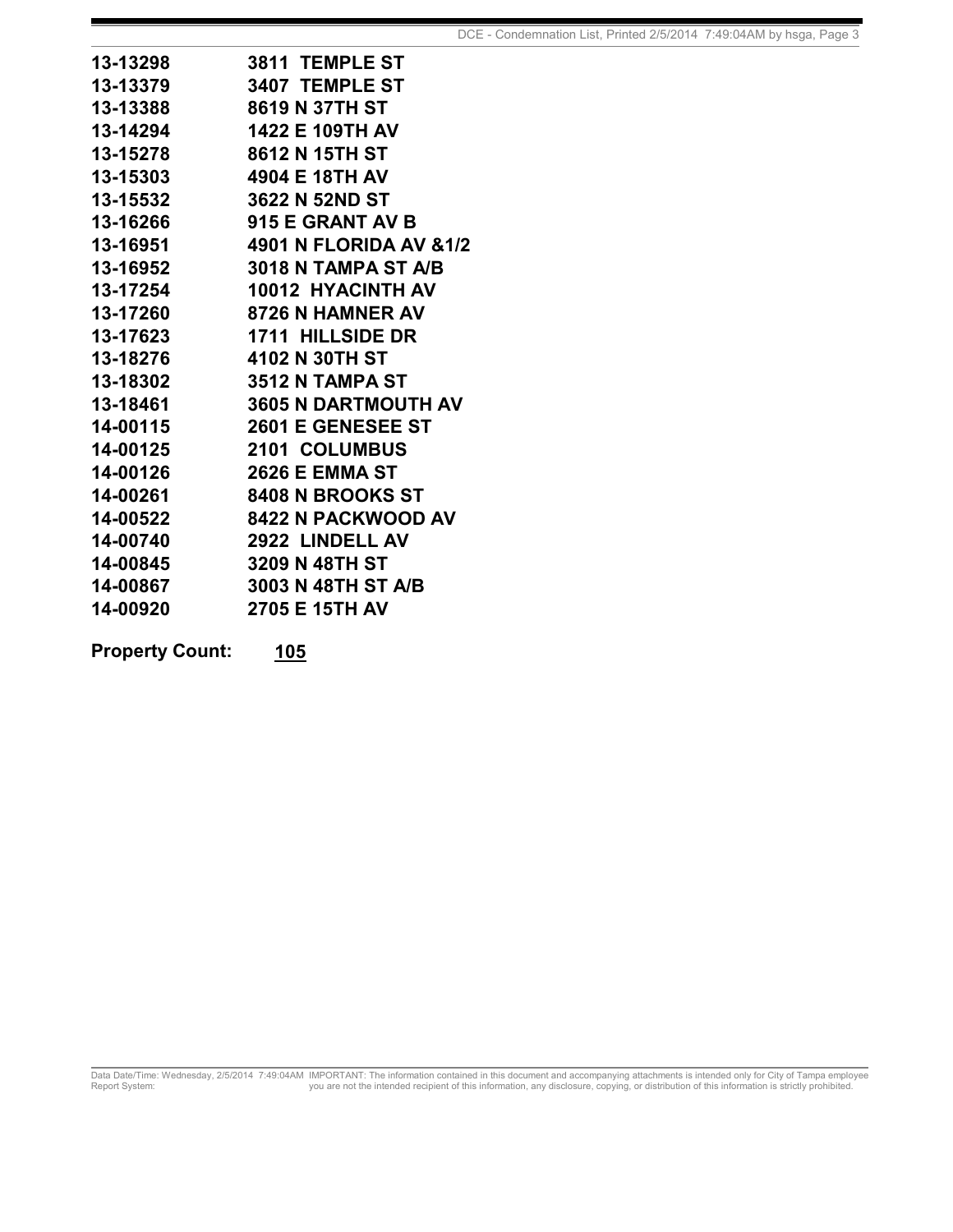| | |
|---|---|
| **13-13298** | **3811 TEMPLE ST** |
| **13-13379** | **3407 TEMPLE ST** |
| **13-13388** | **8619 N 37TH ST** |
| **13-14294** | **1422 E 109TH AV** |
| **13-15278** | **8612 N 15TH ST** |
| **13-15303** | **4904 E 18TH AV** |
| **13-15532** | **3622 N 52ND ST** |
| **13-16266** | **915 E GRANT AV B** |
| **13-16951** | **4901 N FLORIDA AV &1/2** |
| **13-16952** | **3018 N TAMPA ST A/B** |
| **13-17254** | **10012 HYACINTH AV** |
| **13-17260** | **8726 N HAMNER AV** |
| **13-17623** | **1711 HILLSIDE DR** |
| **13-18276** | **4102 N 30TH ST** |
| **13-18302** | **3512 N TAMPA ST** |
| **13-18461** | **3605 N DARTMOUTH AV** |
| **14-00115** | **2601 E GENESEE ST** |
| **14-00125** | **2101 COLUMBUS** |
| **14-00126** | **2626 E EMMA ST** |
| **14-00261** | **8408 N BROOKS ST** |
| **14-00522** | **8422 N PACKWOOD AV** |
| **14-00740** | **2922 LINDELL AV** |
| **14-00845** | **3209 N 48TH ST** |
| **14-00867** | **3003 N 48TH ST A/B** |
| **14-00920** | **2705 E 15TH AV** |

**Property Count:** **105**

Data Date/Time: Wednesday, 2/5/2014 7:49:04AM IMPORTANT: The information contained in this document and accompanying attachments is intended only for City of Tampa employee
Report System: you are not the intended recipient of this information, any disclosure, copying, or distribution of this information is strictly prohibited.